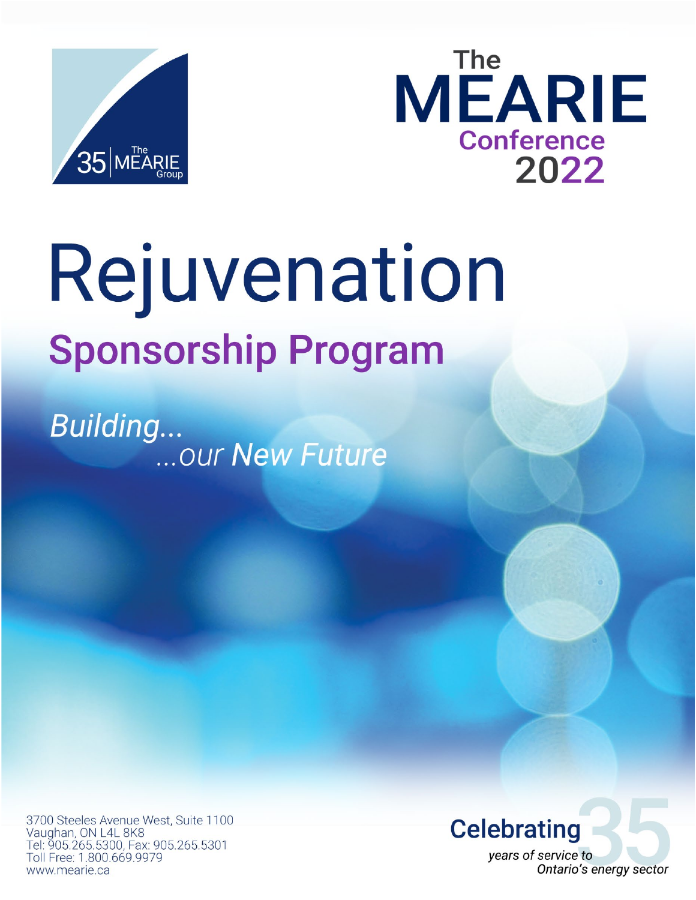35 | The MEARIE Group

The MEARIE Conference 2022

# Rejuvenation

## Sponsorship Program

*Building...*
*...our New Future*

3700 Steeles Avenue West, Suite 1100
Vaughan, ON L4L 8K8
Tel: 905.265.5300, Fax: 905.265.5301
Toll Free: 1.800.669.9979
www.mearie.ca

**Celebrating 35**
*years of service to Ontario's energy sector*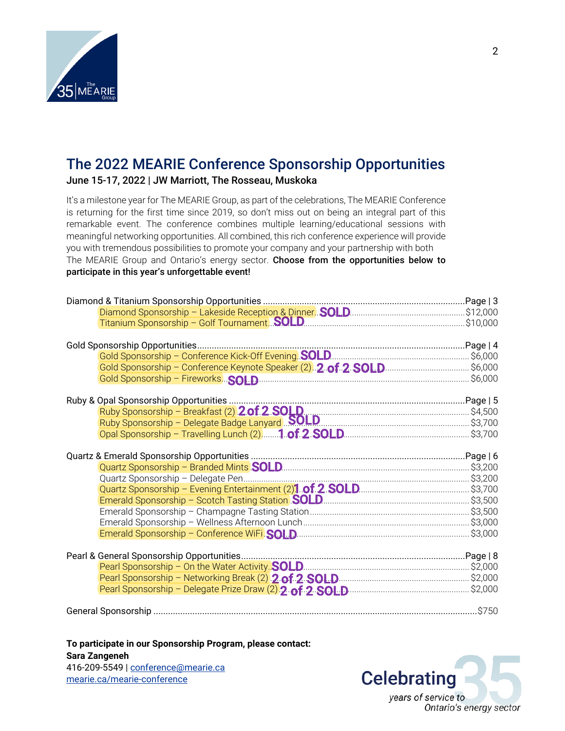# The 2022 MEARIE Conference Sponsorship Opportunities

**June 15-17, 2022 | JW Marriott, The Rosseau, Muskoka**

It's a milestone year for The MEARIE Group, as part of the celebrations, The MEARIE Conference is returning for the first time since 2019, so don't miss out on being an integral part of this remarkable event. The conference combines multiple learning/educational sessions with meaningful networking opportunities. All combined, this rich conference experience will provide you with tremendous possibilities to promote your company and your partnership with both The MEARIE Group and Ontario's energy sector. **Choose from the opportunities below to participate in this year's unforgettable event!**

Diamond & Titanium Sponsorship Opportunities .......... Page | 3
- Diamond Sponsorship – Lakeside Reception & Dinner **SOLD** .......... $12,000
- Titanium Sponsorship – Golf Tournament **SOLD** .......... $10,000

Gold Sponsorship Opportunities .......... Page | 4
- Gold Sponsorship – Conference Kick-Off Evening **SOLD** .......... $6,000
- Gold Sponsorship – Conference Keynote Speaker (2) **2 of 2 SOLD** .......... $6,000
- Gold Sponsorship – Fireworks **SOLD** .......... $6,000

Ruby & Opal Sponsorship Opportunities .......... Page | 5
- Ruby Sponsorship – Breakfast (2) **2 of 2 SOLD** .......... $4,500
- Ruby Sponsorship – Delegate Badge Lanyard **SOLD** .......... $3,700
- Opal Sponsorship – Travelling Lunch (2) **1 of 2 SOLD** .......... $3,700

Quartz & Emerald Sponsorship Opportunities .......... Page | 6
- Quartz Sponsorship – Branded Mints **SOLD** .......... $3,200
- Quartz Sponsorship – Delegate Pen .......... $3,200
- Quartz Sponsorship – Evening Entertainment (2) **1 of 2 SOLD** .......... $3,700
- Emerald Sponsorship – Scotch Tasting Station **SOLD** .......... $3,500
- Emerald Sponsorship – Champagne Tasting Station .......... $3,500
- Emerald Sponsorship – Wellness Afternoon Lunch .......... $3,000
- Emerald Sponsorship – Conference WiFi **SOLD** .......... $3,000

Pearl & General Sponsorship Opportunities .......... Page | 8
- Pearl Sponsorship – On the Water Activity **SOLD** .......... $2,000
- Pearl Sponsorship – Networking Break (2) **2 of 2 SOLD** .......... $2,000
- Pearl Sponsorship – Delegate Prize Draw (2) **2 of 2 SOLD** .......... $2,000

General Sponsorship .......... $750

**To participate in our Sponsorship Program, please contact:**
**Sara Zangeneh**
416-209-5549 | conference@mearie.ca
mearie.ca/mearie-conference

Celebrating 35 *years of service to Ontario's energy sector*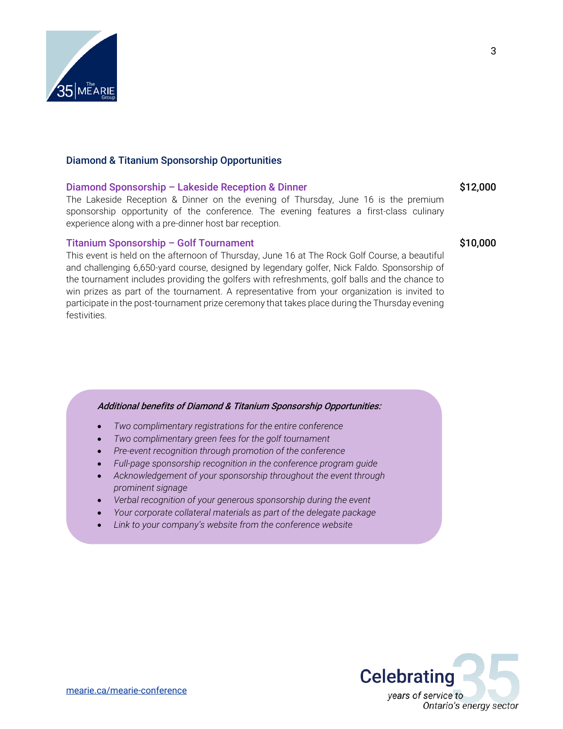## Diamond & Titanium Sponsorship Opportunities

### Diamond Sponsorship – Lakeside Reception & Dinner — $12,000

The Lakeside Reception & Dinner on the evening of Thursday, June 16 is the premium sponsorship opportunity of the conference. The evening features a first-class culinary experience along with a pre-dinner host bar reception.

### Titanium Sponsorship – Golf Tournament — $10,000

This event is held on the afternoon of Thursday, June 16 at The Rock Golf Course, a beautiful and challenging 6,650-yard course, designed by legendary golfer, Nick Faldo. Sponsorship of the tournament includes providing the golfers with refreshments, golf balls and the chance to win prizes as part of the tournament. A representative from your organization is invited to participate in the post-tournament prize ceremony that takes place during the Thursday evening festivities.

***Additional benefits of Diamond & Titanium Sponsorship Opportunities:***

- *Two complimentary registrations for the entire conference*
- *Two complimentary green fees for the golf tournament*
- *Pre-event recognition through promotion of the conference*
- *Full-page sponsorship recognition in the conference program guide*
- *Acknowledgement of your sponsorship throughout the event through prominent signage*
- *Verbal recognition of your generous sponsorship during the event*
- *Your corporate collateral materials as part of the delegate package*
- *Link to your company's website from the conference website*

mearie.ca/mearie-conference

Celebrating 35 *years of service to Ontario's energy sector*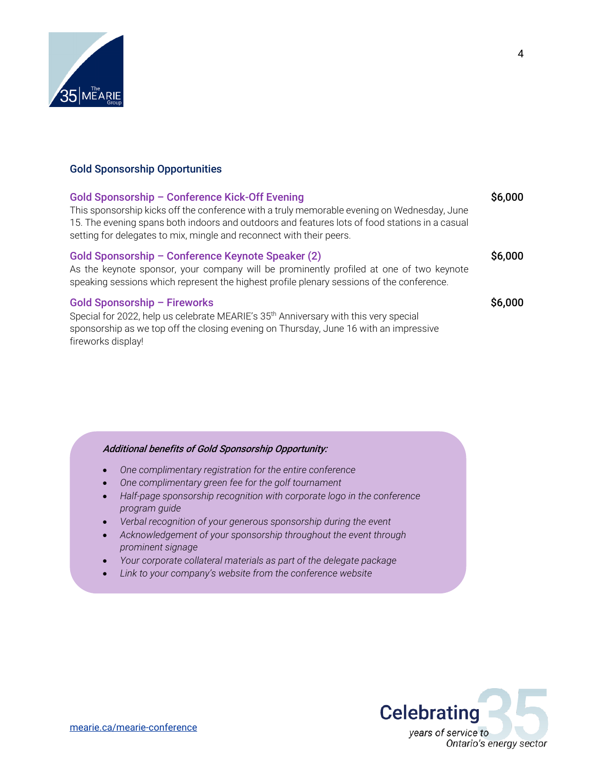## Gold Sponsorship Opportunities

### Gold Sponsorship – Conference Kick-Off Evening — $6,000

This sponsorship kicks off the conference with a truly memorable evening on Wednesday, June 15. The evening spans both indoors and outdoors and features lots of food stations in a casual setting for delegates to mix, mingle and reconnect with their peers.

### Gold Sponsorship – Conference Keynote Speaker (2) — $6,000

As the keynote sponsor, your company will be prominently profiled at one of two keynote speaking sessions which represent the highest profile plenary sessions of the conference.

### Gold Sponsorship – Fireworks — $6,000

Special for 2022, help us celebrate MEARIE's 35th Anniversary with this very special sponsorship as we top off the closing evening on Thursday, June 16 with an impressive fireworks display!

***Additional benefits of Gold Sponsorship Opportunity:***

- *One complimentary registration for the entire conference*
- *One complimentary green fee for the golf tournament*
- *Half-page sponsorship recognition with corporate logo in the conference program guide*
- *Verbal recognition of your generous sponsorship during the event*
- *Acknowledgement of your sponsorship throughout the event through prominent signage*
- *Your corporate collateral materials as part of the delegate package*
- *Link to your company's website from the conference website*

mearie.ca/mearie-conference

Celebrating 35 years of service to Ontario's energy sector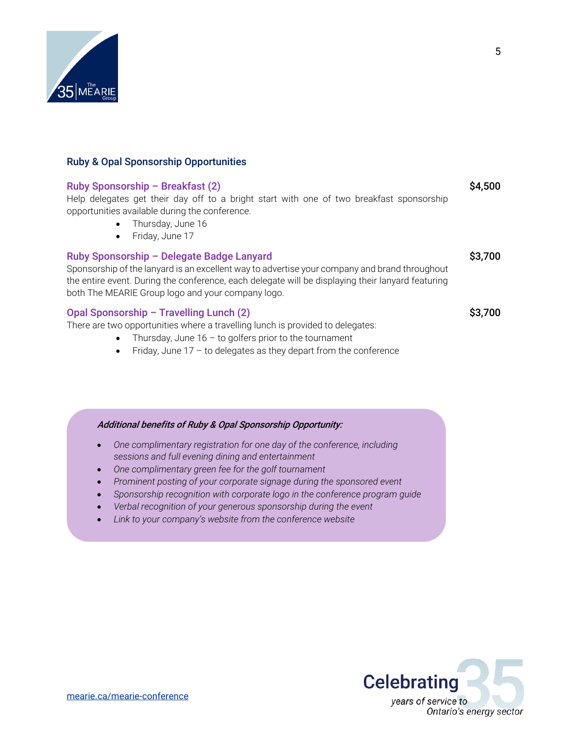## Ruby & Opal Sponsorship Opportunities

### Ruby Sponsorship – Breakfast (2) — $4,500

Help delegates get their day off to a bright start with one of two breakfast sponsorship opportunities available during the conference.

- Thursday, June 16
- Friday, June 17

### Ruby Sponsorship – Delegate Badge Lanyard — $3,700

Sponsorship of the lanyard is an excellent way to advertise your company and brand throughout the entire event. During the conference, each delegate will be displaying their lanyard featuring both The MEARIE Group logo and your company logo.

### Opal Sponsorship – Travelling Lunch (2) — $3,700

There are two opportunities where a travelling lunch is provided to delegates:

- Thursday, June 16 – to golfers prior to the tournament
- Friday, June 17 – to delegates as they depart from the conference

***Additional benefits of Ruby & Opal Sponsorship Opportunity:***

- *One complimentary registration for one day of the conference, including sessions and full evening dining and entertainment*
- *One complimentary green fee for the golf tournament*
- *Prominent posting of your corporate signage during the sponsored event*
- *Sponsorship recognition with corporate logo in the conference program guide*
- *Verbal recognition of your generous sponsorship during the event*
- *Link to your company's website from the conference website*

mearie.ca/mearie-conference

Celebrating 35 years of service to Ontario's energy sector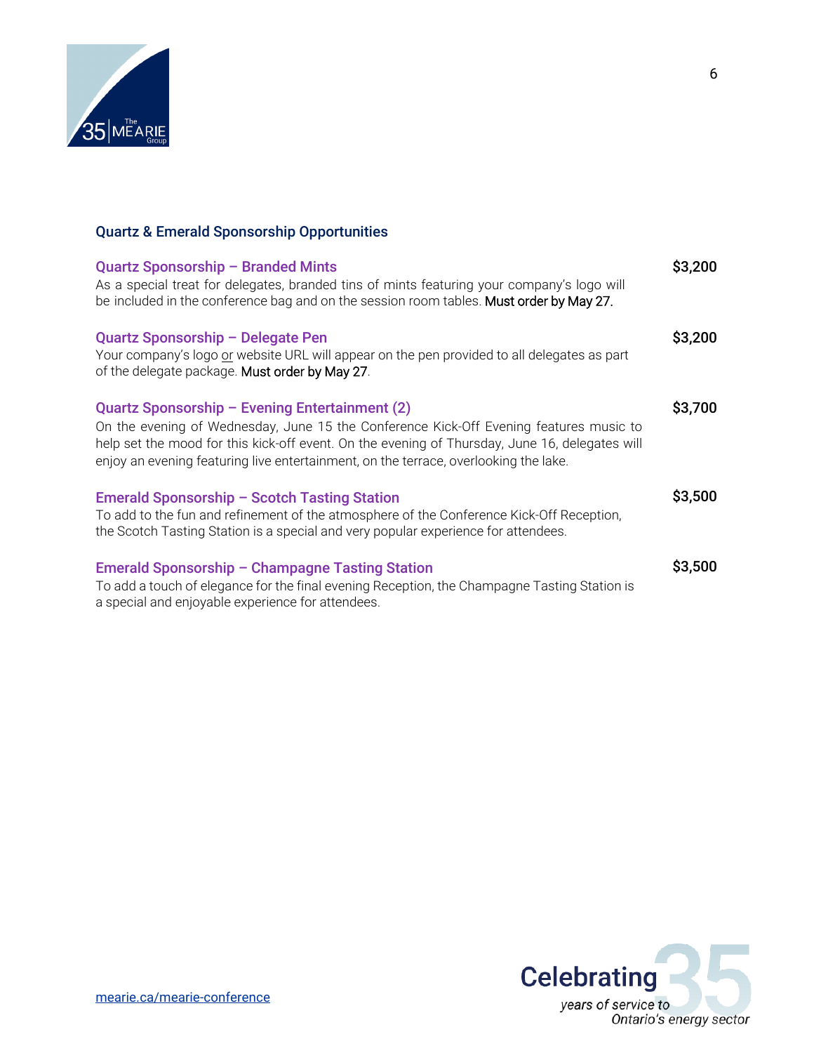## Quartz & Emerald Sponsorship Opportunities

### Quartz Sponsorship – Branded Mints — $3,200

As a special treat for delegates, branded tins of mints featuring your company's logo will be included in the conference bag and on the session room tables. **Must order by May 27.**

### Quartz Sponsorship – Delegate Pen — $3,200

Your company's logo or website URL will appear on the pen provided to all delegates as part of the delegate package. **Must order by May 27**.

### Quartz Sponsorship – Evening Entertainment (2) — $3,700

On the evening of Wednesday, June 15 the Conference Kick-Off Evening features music to help set the mood for this kick-off event. On the evening of Thursday, June 16, delegates will enjoy an evening featuring live entertainment, on the terrace, overlooking the lake.

### Emerald Sponsorship – Scotch Tasting Station — $3,500

To add to the fun and refinement of the atmosphere of the Conference Kick-Off Reception, the Scotch Tasting Station is a special and very popular experience for attendees.

### Emerald Sponsorship – Champagne Tasting Station — $3,500

To add a touch of elegance for the final evening Reception, the Champagne Tasting Station is a special and enjoyable experience for attendees.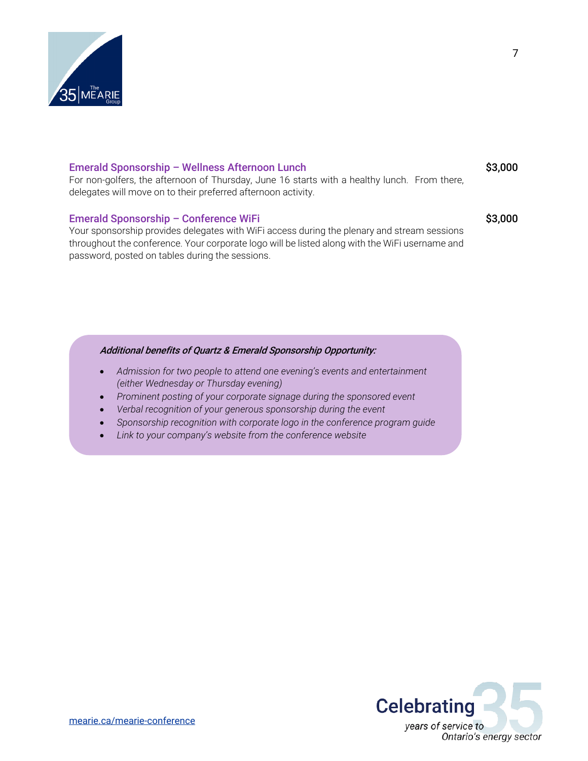### Emerald Sponsorship – Wellness Afternoon Lunch $3,000

For non-golfers, the afternoon of Thursday, June 16 starts with a healthy lunch. From there, delegates will move on to their preferred afternoon activity.

### Emerald Sponsorship – Conference WiFi $3,000

Your sponsorship provides delegates with WiFi access during the plenary and stream sessions throughout the conference. Your corporate logo will be listed along with the WiFi username and password, posted on tables during the sessions.

***Additional benefits of Quartz & Emerald Sponsorship Opportunity:***

- *Admission for two people to attend one evening's events and entertainment (either Wednesday or Thursday evening)*
- *Prominent posting of your corporate signage during the sponsored event*
- *Verbal recognition of your generous sponsorship during the event*
- *Sponsorship recognition with corporate logo in the conference program guide*
- *Link to your company's website from the conference website*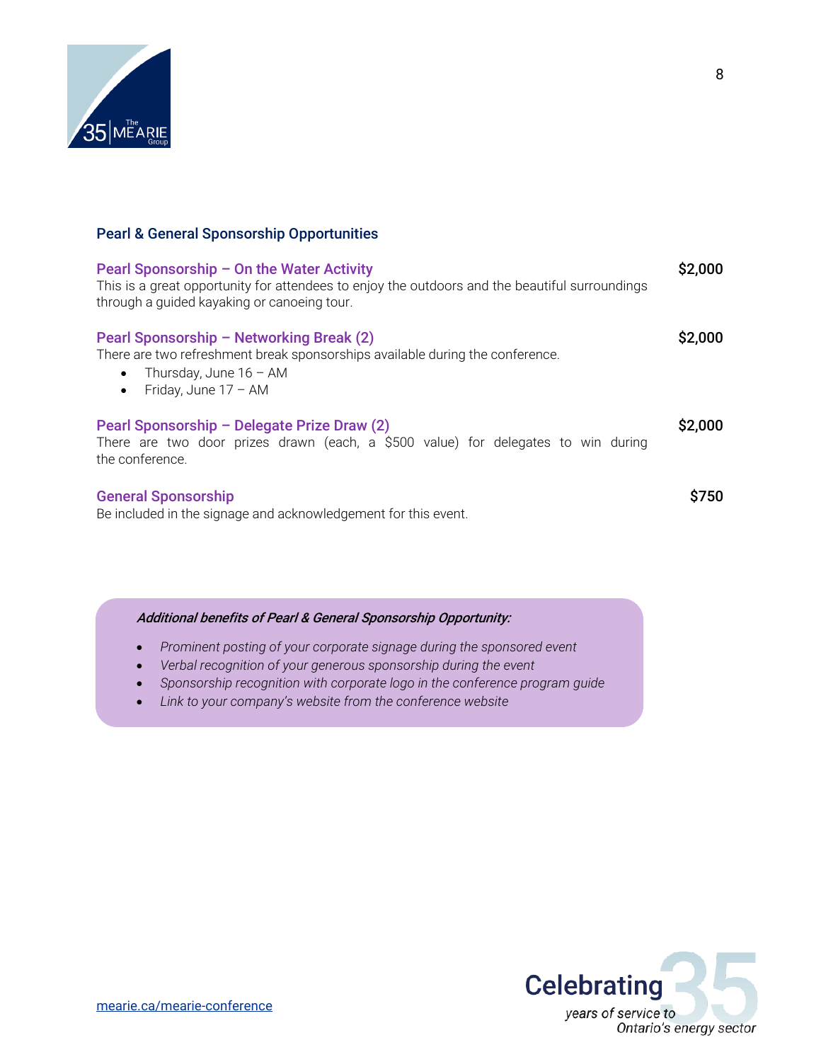## Pearl & General Sponsorship Opportunities

### Pearl Sponsorship – On the Water Activity — $2,000

This is a great opportunity for attendees to enjoy the outdoors and the beautiful surroundings through a guided kayaking or canoeing tour.

### Pearl Sponsorship – Networking Break (2) — $2,000

There are two refreshment break sponsorships available during the conference.

- Thursday, June 16 – AM
- Friday, June 17 – AM

### Pearl Sponsorship – Delegate Prize Draw (2) — $2,000

There are two door prizes drawn (each, a $500 value) for delegates to win during the conference.

### General Sponsorship — $750

Be included in the signage and acknowledgement for this event.

***Additional benefits of Pearl & General Sponsorship Opportunity:***

- *Prominent posting of your corporate signage during the sponsored event*
- *Verbal recognition of your generous sponsorship during the event*
- *Sponsorship recognition with corporate logo in the conference program guide*
- *Link to your company's website from the conference website*

mearie.ca/mearie-conference

Celebrating 35 years of service to Ontario's energy sector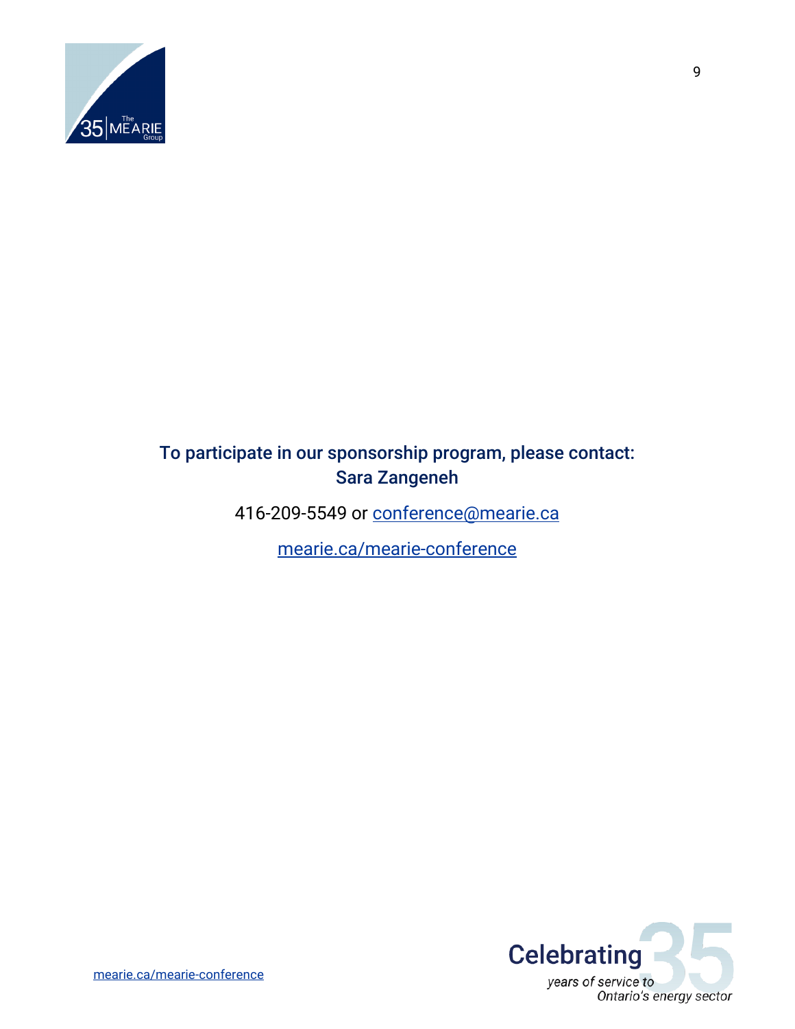**To participate in our sponsorship program, please contact:**
**Sara Zangeneh**

416-209-5549 or conference@mearie.ca

mearie.ca/mearie-conference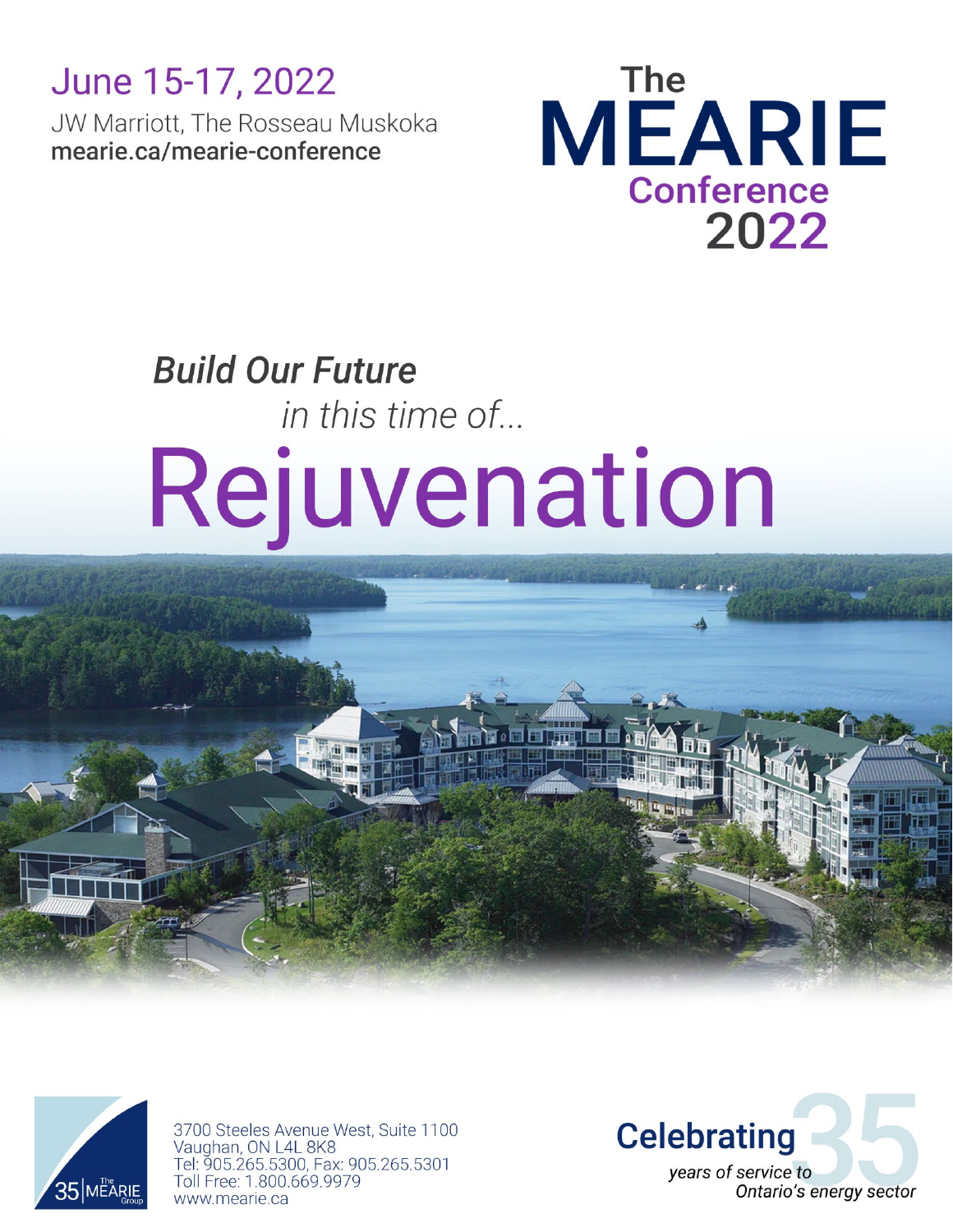June 15-17, 2022

JW Marriott, The Rosseau Muskoka

**mearie.ca/mearie-conference**

# The MEARIE Conference 2022

***Build Our Future***

*in this time of...*

# Rejuvenation

35 | The MEARIE Group

3700 Steeles Avenue West, Suite 1100
Vaughan, ON L4L 8K8
Tel: 905.265.5300, Fax: 905.265.5301
Toll Free: 1.800.669.9979
www.mearie.ca

**Celebrating 35**

*years of service to Ontario's energy sector*